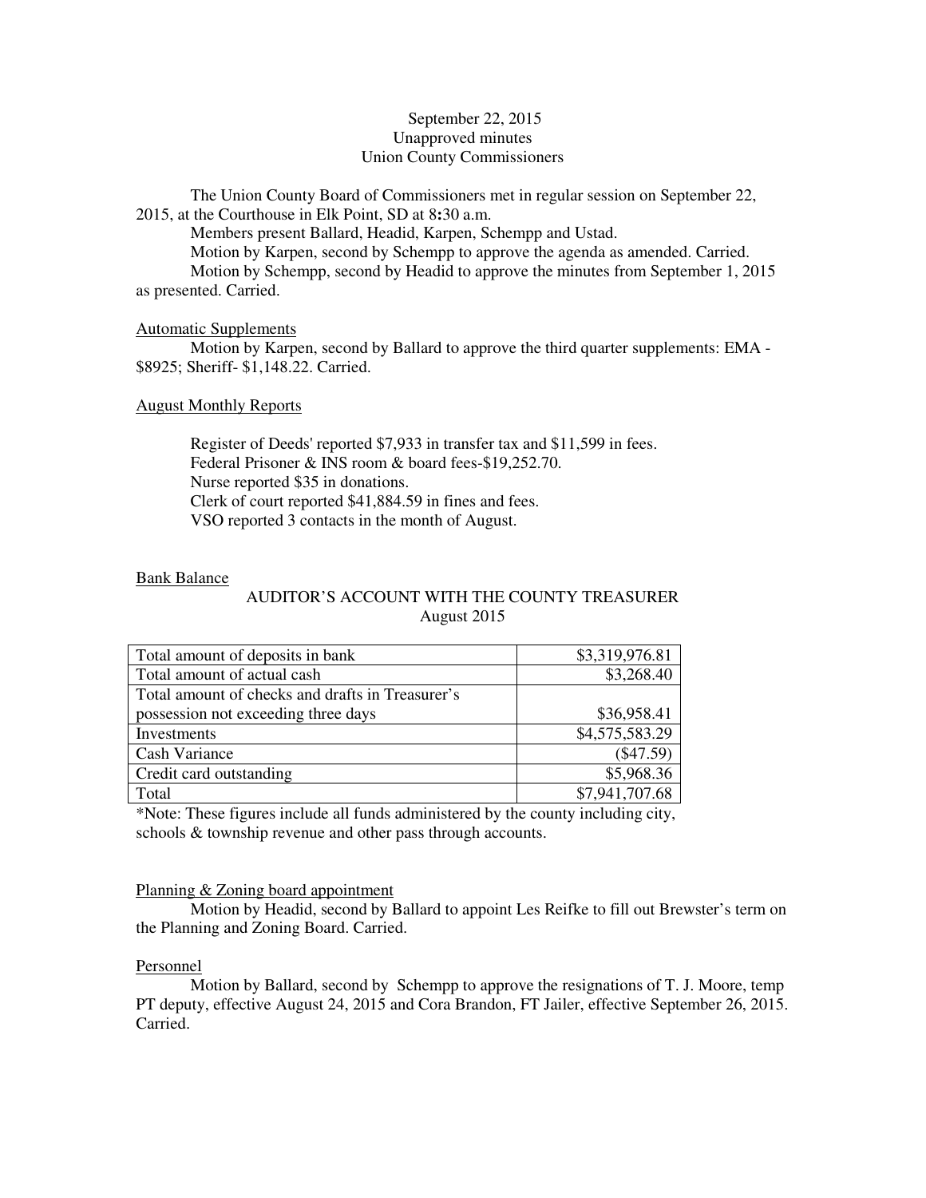September 22, 2015
Unapproved minutes
Union County Commissioners

The Union County Board of Commissioners met in regular session on September 22, 2015, at the Courthouse in Elk Point, SD at 8:30 a.m.

Members present Ballard, Headid, Karpen, Schempp and Ustad.

Motion by Karpen, second by Schempp to approve the agenda as amended. Carried.

Motion by Schempp, second by Headid to approve the minutes from September 1, 2015 as presented. Carried.

## Automatic Supplements

Motion by Karpen, second by Ballard to approve the third quarter supplements: EMA - $8925; Sheriff- $1,148.22. Carried.

## August Monthly Reports

Register of Deeds' reported $7,933 in transfer tax and $11,599 in fees.
Federal Prisoner & INS room & board fees-$19,252.70.
Nurse reported $35 in donations.
Clerk of court reported $41,884.59 in fines and fees.
VSO reported 3 contacts in the month of August.

## Bank Balance

AUDITOR'S ACCOUNT WITH THE COUNTY TREASURER
August 2015

| | |
|---|---:|
| Total amount of deposits in bank | $3,319,976.81 |
| Total amount of actual cash | $3,268.40 |
| Total amount of checks and drafts in Treasurer's possession not exceeding three days | $36,958.41 |
| Investments | $4,575,583.29 |
| Cash Variance | ($47.59) |
| Credit card outstanding | $5,968.36 |
| Total | $7,941,707.68 |

*Note: These figures include all funds administered by the county including city, schools & township revenue and other pass through accounts.

## Planning & Zoning board appointment

Motion by Headid, second by Ballard to appoint Les Reifke to fill out Brewster's term on the Planning and Zoning Board. Carried.

## Personnel

Motion by Ballard, second by Schempp to approve the resignations of T. J. Moore, temp PT deputy, effective August 24, 2015 and Cora Brandon, FT Jailer, effective September 26, 2015. Carried.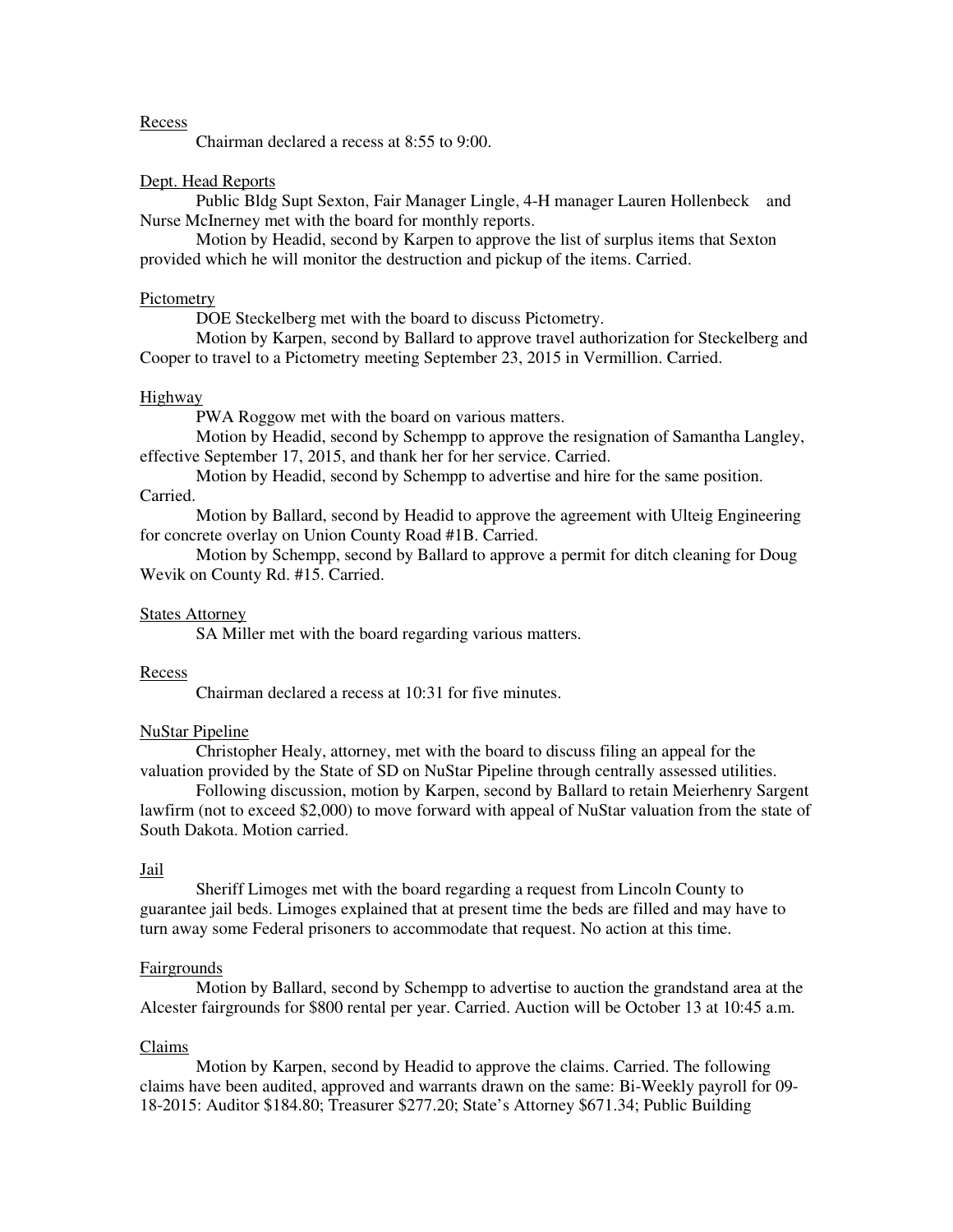Recess

Chairman declared a recess at 8:55 to 9:00.

Dept. Head Reports

Public Bldg Supt Sexton, Fair Manager Lingle, 4-H manager Lauren Hollenbeck and Nurse McInerney met with the board for monthly reports.

Motion by Headid, second by Karpen to approve the list of surplus items that Sexton provided which he will monitor the destruction and pickup of the items. Carried.

Pictometry

DOE Steckelberg met with the board to discuss Pictometry.

Motion by Karpen, second by Ballard to approve travel authorization for Steckelberg and Cooper to travel to a Pictometry meeting September 23, 2015 in Vermillion. Carried.

Highway

PWA Roggow met with the board on various matters.

Motion by Headid, second by Schempp to approve the resignation of Samantha Langley, effective September 17, 2015, and thank her for her service. Carried.

Motion by Headid, second by Schempp to advertise and hire for the same position. Carried.

Motion by Ballard, second by Headid to approve the agreement with Ulteig Engineering for concrete overlay on Union County Road #1B. Carried.

Motion by Schempp, second by Ballard to approve a permit for ditch cleaning for Doug Wevik on County Rd. #15. Carried.

States Attorney

SA Miller met with the board regarding various matters.

Recess

Chairman declared a recess at 10:31 for five minutes.

NuStar Pipeline

Christopher Healy, attorney, met with the board to discuss filing an appeal for the valuation provided by the State of SD on NuStar Pipeline through centrally assessed utilities.

Following discussion, motion by Karpen, second by Ballard to retain Meierhenry Sargent lawfirm (not to exceed $2,000) to move forward with appeal of NuStar valuation from the state of South Dakota. Motion carried.

Jail

Sheriff Limoges met with the board regarding a request from Lincoln County to guarantee jail beds. Limoges explained that at present time the beds are filled and may have to turn away some Federal prisoners to accommodate that request. No action at this time.

Fairgrounds

Motion by Ballard, second by Schempp to advertise to auction the grandstand area at the Alcester fairgrounds for $800 rental per year. Carried. Auction will be October 13 at 10:45 a.m.

Claims

Motion by Karpen, second by Headid to approve the claims. Carried. The following claims have been audited, approved and warrants drawn on the same: Bi-Weekly payroll for 09-18-2015: Auditor $184.80; Treasurer $277.20; State's Attorney $671.34; Public Building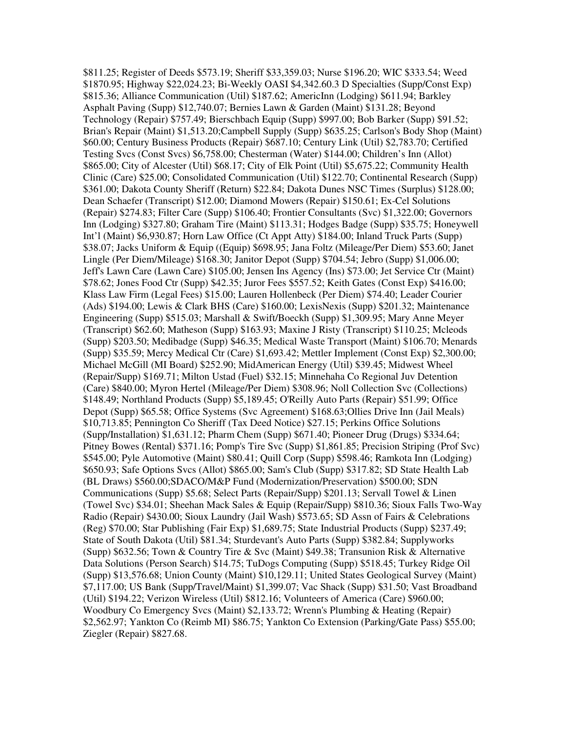$811.25; Register of Deeds $573.19; Sheriff $33,359.03; Nurse $196.20; WIC $333.54; Weed $1870.95; Highway $22,024.23; Bi-Weekly OASI $4,342.60.3 D Specialties (Supp/Const Exp) $815.36; Alliance Communication (Util) $187.62; AmericInn (Lodging) $611.94; Barkley Asphalt Paving (Supp) $12,740.07; Bernies Lawn & Garden (Maint) $131.28; Beyond Technology (Repair) $757.49; Bierschbach Equip (Supp) $997.00; Bob Barker (Supp) $91.52; Brian's Repair (Maint) $1,513.20;Campbell Supply (Supp) $635.25; Carlson's Body Shop (Maint) $60.00; Century Business Products (Repair) $687.10; Century Link (Util) $2,783.70; Certified Testing Svcs (Const Svcs) $6,758.00; Chesterman (Water) $144.00; Children's Inn (Allot) $865.00; City of Alcester (Util) $68.17; City of Elk Point (Util) $5,675.22; Community Health Clinic (Care) $25.00; Consolidated Communication (Util) $122.70; Continental Research (Supp) $361.00; Dakota County Sheriff (Return) $22.84; Dakota Dunes NSC Times (Surplus) $128.00; Dean Schaefer (Transcript) $12.00; Diamond Mowers (Repair) $150.61; Ex-Cel Solutions (Repair) $274.83; Filter Care (Supp) $106.40; Frontier Consultants (Svc) $1,322.00; Governors Inn (Lodging) $327.80; Graham Tire (Maint) $113.31; Hodges Badge (Supp) $35.75; Honeywell Int'l (Maint) $6,930.87; Horn Law Office (Ct Appt Atty) $184.00; Inland Truck Parts (Supp) $38.07; Jacks Uniform & Equip ((Equip) $698.95; Jana Foltz (Mileage/Per Diem) $53.60; Janet Lingle (Per Diem/Mileage) $168.30; Janitor Depot (Supp) $704.54; Jebro (Supp) $1,006.00; Jeff's Lawn Care (Lawn Care) $105.00; Jensen Ins Agency (Ins) $73.00; Jet Service Ctr (Maint) $78.62; Jones Food Ctr (Supp) $42.35; Juror Fees $557.52; Keith Gates (Const Exp) $416.00; Klass Law Firm (Legal Fees) $15.00; Lauren Hollenbeck (Per Diem) $74.40; Leader Courier (Ads) $194.00; Lewis & Clark BHS (Care) $160.00; LexisNexis (Supp) $201.32; Maintenance Engineering (Supp) $515.03; Marshall & Swift/Boeckh (Supp) $1,309.95; Mary Anne Meyer (Transcript) $62.60; Matheson (Supp) $163.93; Maxine J Risty (Transcript) $110.25; Mcleods (Supp) $203.50; Medibadge (Supp) $46.35; Medical Waste Transport (Maint) $106.70; Menards (Supp) $35.59; Mercy Medical Ctr (Care) $1,693.42; Mettler Implement (Const Exp) $2,300.00; Michael McGill (MI Board) $252.90; MidAmerican Energy (Util) $39.45; Midwest Wheel (Repair/Supp) $169.71; Milton Ustad (Fuel) $32.15; Minnehaha Co Regional Juv Detention (Care) $840.00; Myron Hertel (Mileage/Per Diem) $308.96; Noll Collection Svc (Collections) $148.49; Northland Products (Supp) $5,189.45; O'Reilly Auto Parts (Repair) $51.99; Office Depot (Supp) $65.58; Office Systems (Svc Agreement) $168.63;Ollies Drive Inn (Jail Meals) $10,713.85; Pennington Co Sheriff (Tax Deed Notice) $27.15; Perkins Office Solutions (Supp/Installation) $1,631.12; Pharm Chem (Supp) $671.40; Pioneer Drug (Drugs) $334.64; Pitney Bowes (Rental) $371.16; Pomp's Tire Svc (Supp) $1,861.85; Precision Striping (Prof Svc) $545.00; Pyle Automotive (Maint) $80.41; Quill Corp (Supp) $598.46; Ramkota Inn (Lodging) $650.93; Safe Options Svcs (Allot) $865.00; Sam's Club (Supp) $317.82; SD State Health Lab (BL Draws) $560.00;SDACO/M&P Fund (Modernization/Preservation) $500.00; SDN Communications (Supp) $5.68; Select Parts (Repair/Supp) $201.13; Servall Towel & Linen (Towel Svc) $34.01; Sheehan Mack Sales & Equip (Repair/Supp) $810.36; Sioux Falls Two-Way Radio (Repair) $430.00; Sioux Laundry (Jail Wash) $573.65; SD Assn of Fairs & Celebrations (Reg) $70.00; Star Publishing (Fair Exp) $1,689.75; State Industrial Products (Supp) $237.49; State of South Dakota (Util) $81.34; Sturdevant's Auto Parts (Supp) $382.84; Supplyworks (Supp) $632.56; Town & Country Tire & Svc (Maint) $49.38; Transunion Risk & Alternative Data Solutions (Person Search) $14.75; TuDogs Computing (Supp) $518.45; Turkey Ridge Oil (Supp) $13,576.68; Union County (Maint) $10,129.11; United States Geological Survey (Maint) $7,117.00; US Bank (Supp/Travel/Maint) $1,399.07; Vac Shack (Supp) $31.50; Vast Broadband (Util) $194.22; Verizon Wireless (Util) $812.16; Volunteers of America (Care) $960.00; Woodbury Co Emergency Svcs (Maint) $2,133.72; Wrenn's Plumbing & Heating (Repair) $2,562.97; Yankton Co (Reimb MI) $86.75; Yankton Co Extension (Parking/Gate Pass) $55.00; Ziegler (Repair) $827.68.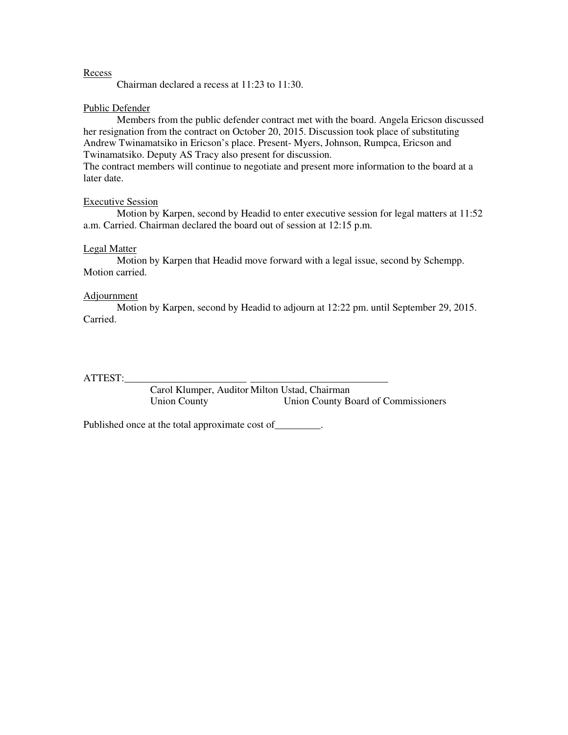<u>Recess</u>

Chairman declared a recess at 11:23 to 11:30.

<u>Public Defender</u>

Members from the public defender contract met with the board. Angela Ericson discussed her resignation from the contract on October 20, 2015. Discussion took place of substituting Andrew Twinamatsiko in Ericson's place. Present- Myers, Johnson, Rumpca, Ericson and Twinamatsiko. Deputy AS Tracy also present for discussion.
The contract members will continue to negotiate and present more information to the board at a later date.

<u>Executive Session</u>

Motion by Karpen, second by Headid to enter executive session for legal matters at 11:52 a.m. Carried. Chairman declared the board out of session at 12:15 p.m.

<u>Legal Matter</u>

Motion by Karpen that Headid move forward with a legal issue, second by Schempp. Motion carried.

<u>Adjournment</u>

Motion by Karpen, second by Headid to adjourn at 12:22 pm. until September 29, 2015. Carried.

ATTEST:________________________ ___________________________

Carol Klumper, Auditor
Union County

Milton Ustad, Chairman
Union County Board of Commissioners

Published once at the total approximate cost of_________.